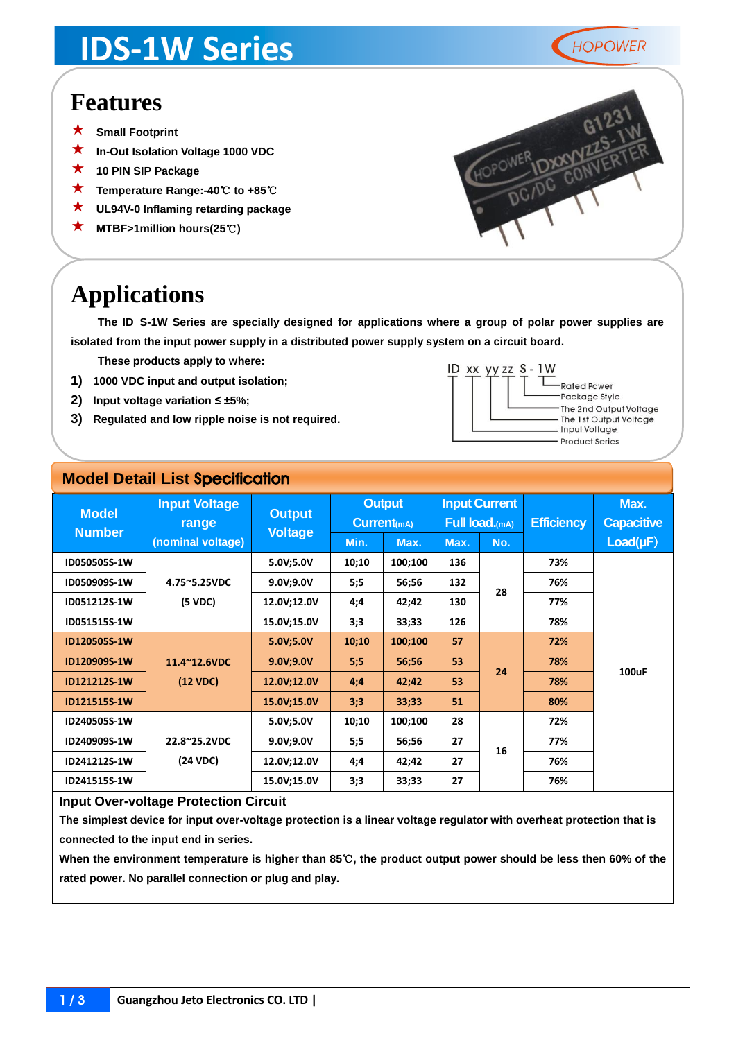# IDS-1W Series

## Features

- ★ Small Footprint
- ★ In-Out Isolation Voltage 1000 VDC
- ★ 10 PIN SIP Package
- ★ Temperature Range:-40℃ to +85℃
- ★ UL94V-0 Inflaming retarding package
- ★ MTBF>1million hours(25℃)

## Applications

The ID_S-1W Series are specially designed for applications where a group of polar power supplies are isolated from the input power supply in a distributed power supply system on a circuit board.

These products apply to where:

1) 1000 VDC input and output isolation;
2) Input voltage variation ≤ ±5%;
3) Regulated and low ripple noise is not required.

ID xx yy zz S - 1W
- 1W: Rated Power
- S: Package Style
- zz: The 2nd Output Voltage
- yy: The 1st Output Voltage
- xx: Input Voltage
- ID: Product Series

## Model Detail List Specification

| Model Number | Input Voltage range (nominal voltage) | Output Voltage | Output Current(mA) | | Input Current Full load.(mA) | | Efficiency | Max. Capacitive Load(μF) |
|---|---|---|---|---|---|---|---|---|
| | | | Min. | Max. | Max. | No. | | |
| ID050505S-1W | 4.75~5.25VDC (5 VDC) | 5.0V;5.0V | 10;10 | 100;100 | 136 | 28 | 73% | 100uF |
| ID050909S-1W | | 9.0V;9.0V | 5;5 | 56;56 | 132 | | 76% | |
| ID051212S-1W | | 12.0V;12.0V | 4;4 | 42;42 | 130 | | 77% | |
| ID051515S-1W | | 15.0V;15.0V | 3;3 | 33;33 | 126 | | 78% | |
| ID120505S-1W | 11.4~12.6VDC (12 VDC) | 5.0V;5.0V | 10;10 | 100;100 | 57 | 24 | 72% | |
| ID120909S-1W | | 9.0V;9.0V | 5;5 | 56;56 | 53 | | 78% | |
| ID121212S-1W | | 12.0V;12.0V | 4;4 | 42;42 | 53 | | 78% | |
| ID121515S-1W | | 15.0V;15.0V | 3;3 | 33;33 | 51 | | 80% | |
| ID240505S-1W | 22.8~25.2VDC (24 VDC) | 5.0V;5.0V | 10;10 | 100;100 | 28 | 16 | 72% | |
| ID240909S-1W | | 9.0V;9.0V | 5;5 | 56;56 | 27 | | 77% | |
| ID241212S-1W | | 12.0V;12.0V | 4;4 | 42;42 | 27 | | 76% | |
| ID241515S-1W | | 15.0V;15.0V | 3;3 | 33;33 | 27 | | 76% | |

**Input Over-voltage Protection Circuit**

The simplest device for input over-voltage protection is a linear voltage regulator with overheat protection that is connected to the input end in series.

When the environment temperature is higher than 85℃, the product output power should be less then 60% of the rated power. No parallel connection or plug and play.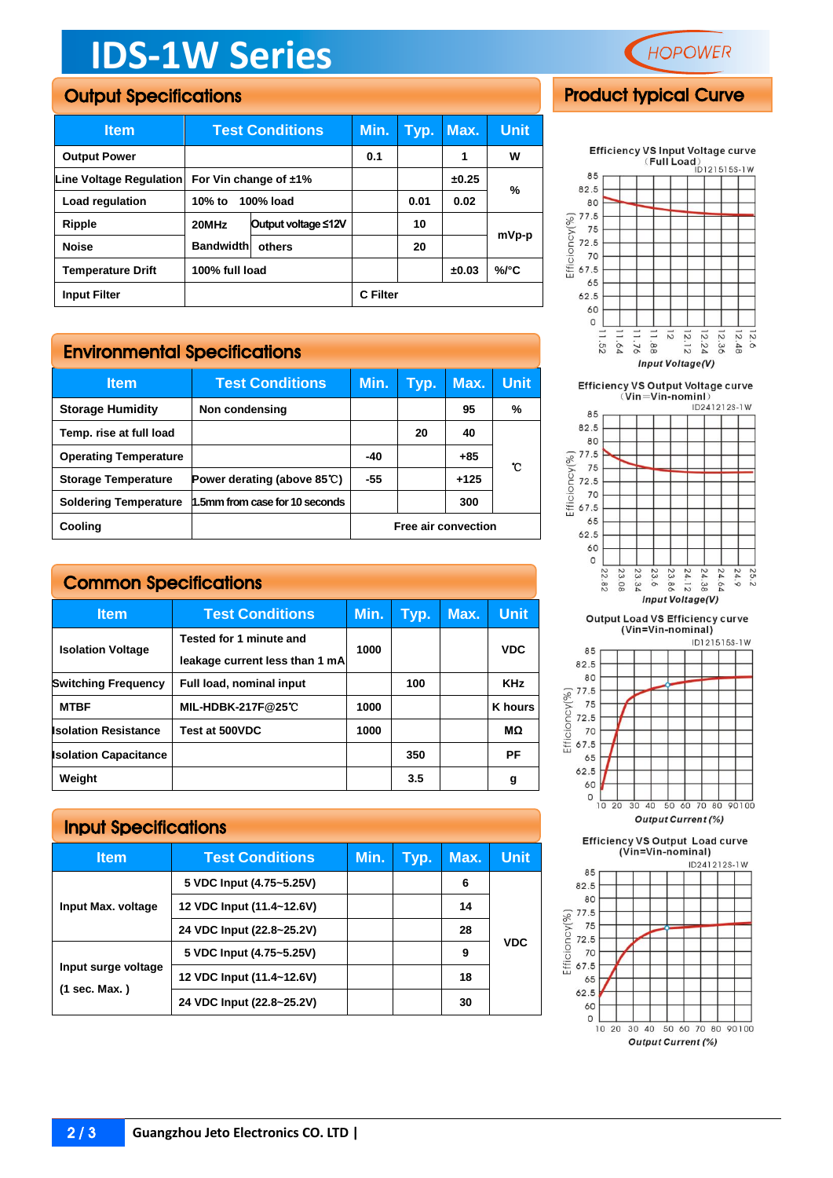# IDS-1W Series

## Output Specifications

| Item | Test Conditions | | Min. | Typ. | Max. | Unit |
|---|---|---|---|---|---|---|
| Output Power | | | 0.1 | | 1 | W |
| Line Voltage Regulation | For Vin change of ±1% | | | | ±0.25 | % |
| Load regulation | 10% to 100% load | | | 0.01 | 0.02 | % |
| Ripple | 20MHz Bandwidth | Output voltage ≤12V | | 10 | | mVp-p |
| Noise | 20MHz Bandwidth | others | | 20 | | mVp-p |
| Temperature Drift | 100% full load | | | | ±0.03 | %/°C |
| Input Filter | | | C Filter | | | |

## Environmental Specifications

| Item | Test Conditions | Min. | Typ. | Max. | Unit |
|---|---|---|---|---|---|
| Storage Humidity | Non condensing | | | 95 | % |
| Temp. rise at full load | | | 20 | 40 | ℃ |
| Operating Temperature | | -40 | | +85 | ℃ |
| Storage Temperature | Power derating (above 85℃) | -55 | | +125 | ℃ |
| Soldering Temperature | 1.5mm from case for 10 seconds | | | 300 | ℃ |
| Cooling | | Free air convection | | | |

## Common Specifications

| Item | Test Conditions | Min. | Typ. | Max. | Unit |
|---|---|---|---|---|---|
| Isolation Voltage | Tested for 1 minute and leakage current less than 1 mA | 1000 | | | VDC |
| Switching Frequency | Full load, nominal input | | 100 | | KHz |
| MTBF | MIL-HDBK-217F@25℃ | 1000 | | | K hours |
| Isolation Resistance | Test at 500VDC | 1000 | | | MΩ |
| Isolation Capacitance | | | 350 | | PF |
| Weight | | | 3.5 | | g |

## Input Specifications

| Item | Test Conditions | Min. | Typ. | Max. | Unit |
|---|---|---|---|---|---|
| Input Max. voltage | 5 VDC Input (4.75~5.25V) | | | 6 | VDC |
| | 12 VDC Input (11.4~12.6V) | | | 14 | VDC |
| | 24 VDC Input (22.8~25.2V) | | | 28 | VDC |
| Input surge voltage (1 sec. Max. ) | 5 VDC Input (4.75~5.25V) | | | 9 | VDC |
| | 12 VDC Input (11.4~12.6V) | | | 18 | VDC |
| | 24 VDC Input (22.8~25.2V) | | | 30 | VDC |

## Product typical Curve

Efficiency VS Input Voltage curve (Full Load) ID121515S-1W

Efficiency VS Output Voltage curve (Vin=Vin-nominl) ID241212S-1W

Output Load VS Efficiency curve (Vin=Vin-nominal) ID121515S-1W

Efficiency VS Output Load curve (Vin=Vin-nominal) ID241212S-1W

Guangzhou Jeto Electronics CO. LTD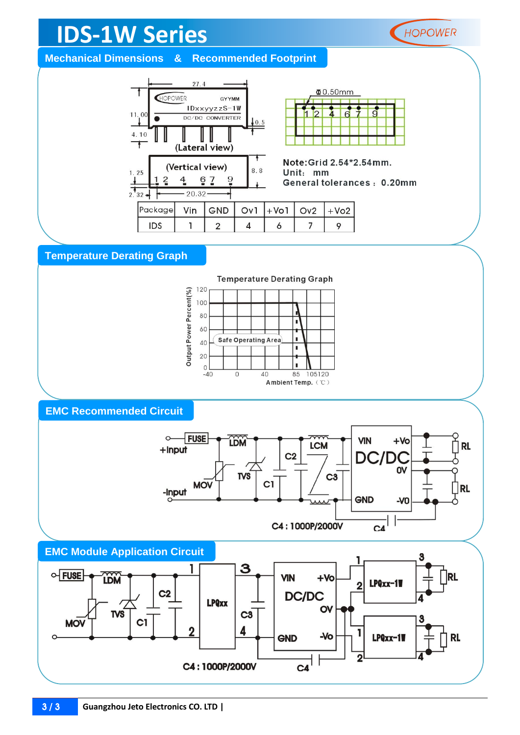# IDS-1W Series

## Mechanical Dimensions & Recommended Footprint

27.4

HOPOWER GYYMM

IDxxyyzzS-1W

DC/DC CONVERTER

11.00

0.5

4.10

(Lateral view)

(Vertical view)

1.25

1 2 4 6 7 9

8.8

2.32

20.32

Φ0.50mm

1 2 4 6 7 9

Note:Grid 2.54*2.54mm.

Unit: mm

General tolerances : 0.20mm

| Package | Vin | GND | Ov1 | +Vo1 | Ov2 | +Vo2 |
|---|---|---|---|---|---|---|
| IDS | 1 | 2 | 4 | 6 | 7 | 9 |

## Temperature Derating Graph

Temperature Derating Graph

Output Power Percent(%)

120
100
80
60
40
20
0

Safe Operating Area

-40 0 40 85 105 120

Ambient Temp. (℃)

## EMC Recommended Circuit

FUSE

+Input

LDM

C2

LCM

VIN +Vo

DC/DC

0V

GND -V0

RL

RL

MOV

TVS

C1

C3

-Input

C4 : 1000P/2000V

C4

## EMC Module Application Circuit

FUSE

LDM

MOV

TVS

C1

C2

1

2

LPQxx

3

4

C3

VIN +Vo

DC/DC

OV

GND -Vo

1

2

LPQxx-1W

3

4

RL

1

2

LPQxx-1W

3

4

RL

C4 : 1000P/2000V

C4

Guangzhou Jeto Electronics CO. LTD |